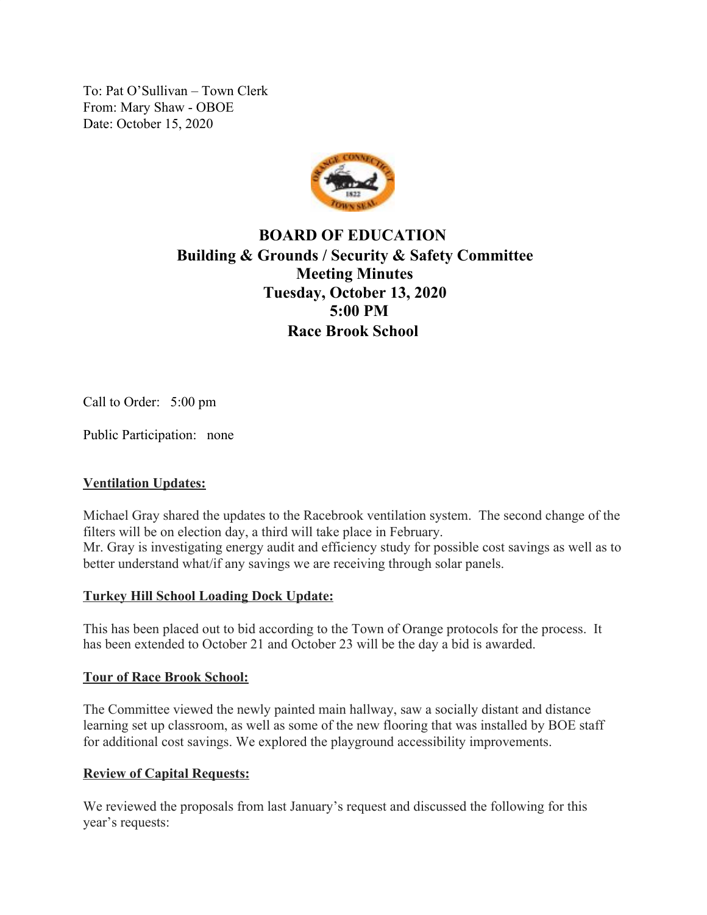To: Pat O'Sullivan – Town Clerk
From: Mary Shaw - OBOE
Date: October 15, 2020

# BOARD OF EDUCATION
## Building & Grounds / Security & Safety Committee
## Meeting Minutes
## Tuesday, October 13, 2020
## 5:00 PM
## Race Brook School

Call to Order: 5:00 pm

Public Participation: none

**Ventilation Updates:**

Michael Gray shared the updates to the Racebrook ventilation system. The second change of the filters will be on election day, a third will take place in February.
Mr. Gray is investigating energy audit and efficiency study for possible cost savings as well as to better understand what/if any savings we are receiving through solar panels.

**Turkey Hill School Loading Dock Update:**

This has been placed out to bid according to the Town of Orange protocols for the process. It has been extended to October 21 and October 23 will be the day a bid is awarded.

**Tour of Race Brook School:**

The Committee viewed the newly painted main hallway, saw a socially distant and distance learning set up classroom, as well as some of the new flooring that was installed by BOE staff for additional cost savings. We explored the playground accessibility improvements.

**Review of Capital Requests:**

We reviewed the proposals from last January's request and discussed the following for this year's requests: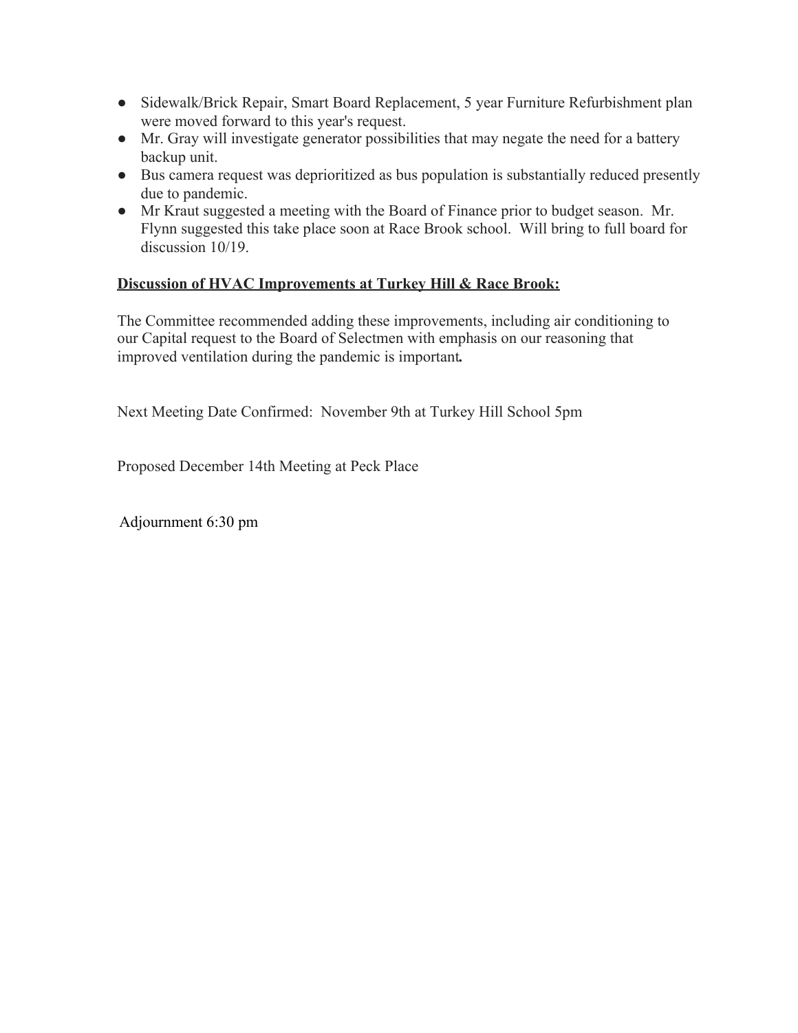- Sidewalk/Brick Repair, Smart Board Replacement, 5 year Furniture Refurbishment plan were moved forward to this year's request.
- Mr. Gray will investigate generator possibilities that may negate the need for a battery backup unit.
- Bus camera request was deprioritized as bus population is substantially reduced presently due to pandemic.
- Mr Kraut suggested a meeting with the Board of Finance prior to budget season. Mr. Flynn suggested this take place soon at Race Brook school. Will bring to full board for discussion 10/19.

**Discussion of HVAC Improvements at Turkey Hill & Race Brook:**

The Committee recommended adding these improvements, including air conditioning to our Capital request to the Board of Selectmen with emphasis on our reasoning that improved ventilation during the pandemic is important.

Next Meeting Date Confirmed: November 9th at Turkey Hill School 5pm

Proposed December 14th Meeting at Peck Place

Adjournment 6:30 pm